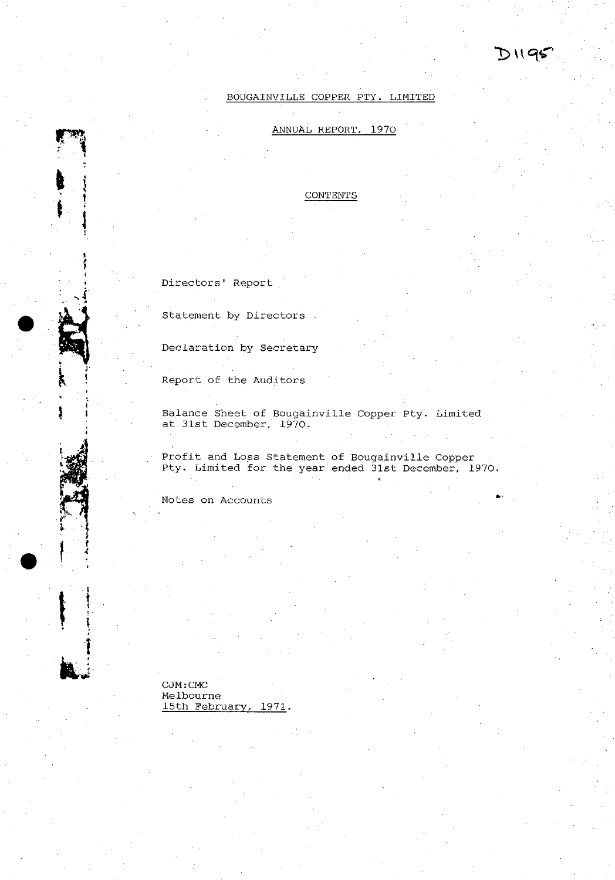D1195

# BOUGAINVILLE COPPER PTY. LIMITED

## ANNUAL REPORT, 1970

### CONTENTS

Directors' Report

Statement by Directors

Declaration by Secretary

Report of the Auditors

Balance Sheet of Bougainville Copper Pty. Limited at 31st December, 1970.

Profit and Loss Statement of Bougainville Copper Pty. Limited for the year ended 31st December, 1970.

Notes on Accounts

CJM:CMC
Melbourne
15th February, 1971.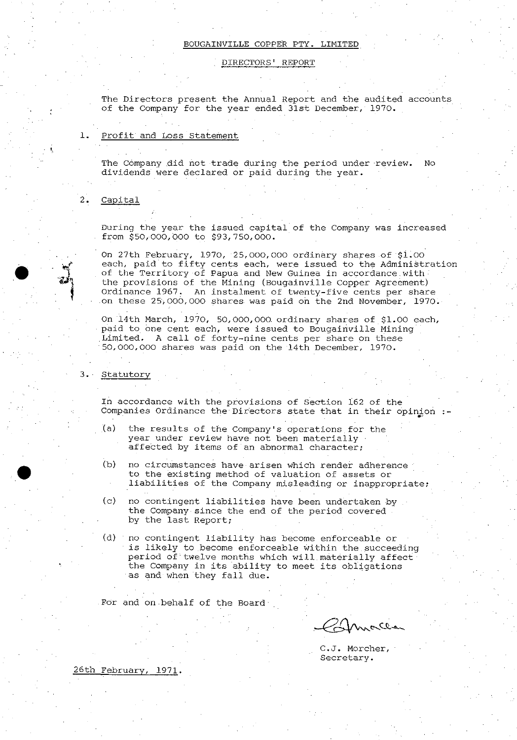# BOUGAINVILLE COPPER PTY. LIMITED

## DIRECTORS' REPORT

The Directors present the Annual Report and the audited accounts of the Company for the year ended 31st December, 1970.

1. Profit and Loss Statement

The Company did not trade during the period under review. No dividends were declared or paid during the year.

2. Capital

During the year the issued capital of the Company was increased from $50,000,000 to $93,750,000.

On 27th February, 1970, 25,000,000 ordinary shares of $1.00 each, paid to fifty cents each, were issued to the Administration of the Territory of Papua and New Guinea in accordance with the provisions of the Mining (Bougainville Copper Agreement) Ordinance 1967. An instalment of twenty-five cents per share on these 25,000,000 shares was paid on the 2nd November, 1970.

On 14th March, 1970, 50,000,000 ordinary shares of $1.00 each, paid to one cent each, were issued to Bougainville Mining Limited. A call of forty-nine cents per share on these 50,000,000 shares was paid on the 14th December, 1970.

3. Statutory

In accordance with the provisions of Section 162 of the Companies Ordinance the Directors state that in their opinion :-

(a) the results of the Company's operations for the year under review have not been materially affected by items of an abnormal character;

(b) no circumstances have arisen which render adherence to the existing method of valuation of assets or liabilities of the Company misleading or inappropriate;

(c) no contingent liabilities have been undertaken by the Company since the end of the period covered by the last Report;

(d) no contingent liability has become enforceable or is likely to become enforceable within the succeeding period of twelve months which will materially affect the Company in its ability to meet its obligations as and when they fall due.

For and on behalf of the Board

C.J. Morcher,
Secretary.

26th February, 1971.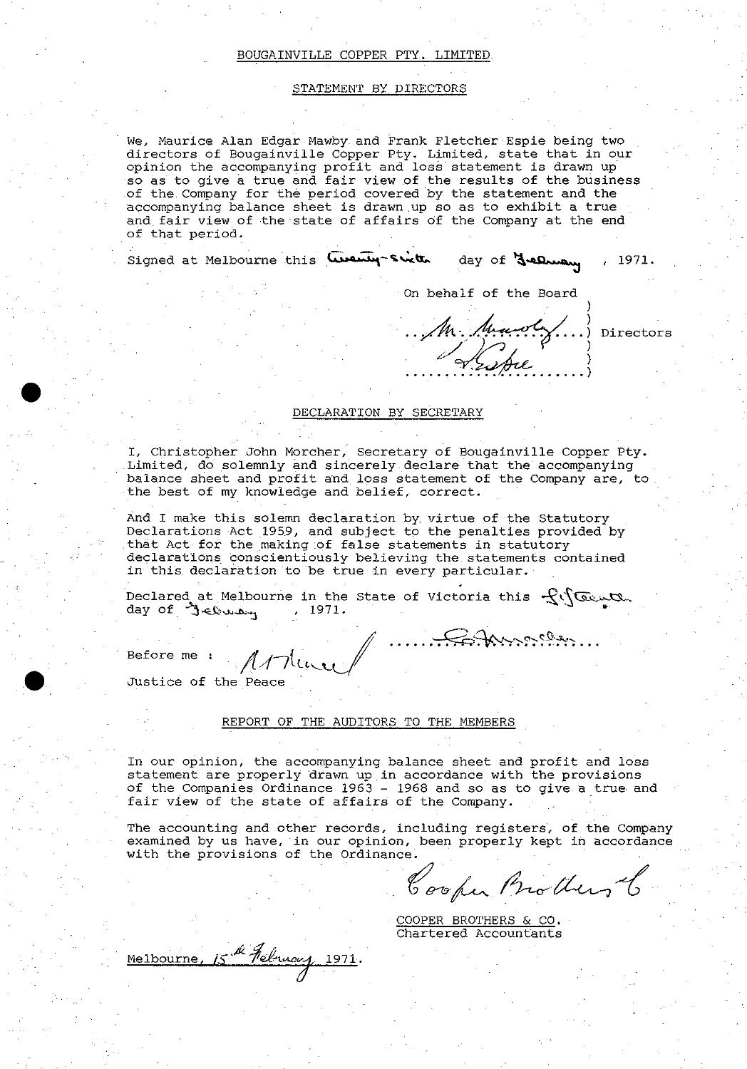# BOUGAINVILLE COPPER PTY. LIMITED

## STATEMENT BY DIRECTORS

We, Maurice Alan Edgar Mawby and Frank Fletcher Espie being two directors of Bougainville Copper Pty. Limited, state that in our opinion the accompanying profit and loss statement is drawn up so as to give a true and fair view of the results of the business of the Company for the period covered by the statement and the accompanying balance sheet is drawn up so as to exhibit a true and fair view of the state of affairs of the Company at the end of that period.

Signed at Melbourne this twenty-sixth day of February, 1971.

On behalf of the Board

M. Mawby ) Directors
F. Espie )

## DECLARATION BY SECRETARY

I, Christopher John Morcher, Secretary of Bougainville Copper Pty. Limited, do solemnly and sincerely declare that the accompanying balance sheet and profit and loss statement of the Company are, to the best of my knowledge and belief, correct.

And I make this solemn declaration by virtue of the Statutory Declarations Act 1959, and subject to the penalties provided by that Act for the making of false statements in statutory declarations conscientiously believing the statements contained in this declaration to be true in every particular.

Declared at Melbourne in the State of Victoria this fifteenth day of February, 1971.

Before me : A. Thure (signature) ............ C. Morcher ............

Justice of the Peace

## REPORT OF THE AUDITORS TO THE MEMBERS

In our opinion, the accompanying balance sheet and profit and loss statement are properly drawn up in accordance with the provisions of the Companies Ordinance 1963 - 1968 and so as to give a true and fair view of the state of affairs of the Company.

The accounting and other records, including registers, of the Company examined by us have, in our opinion, been properly kept in accordance with the provisions of the Ordinance.

Cooper Brothers & Co (signature)

COOPER BROTHERS & CO.
Chartered Accountants

Melbourne, 15th February 1971.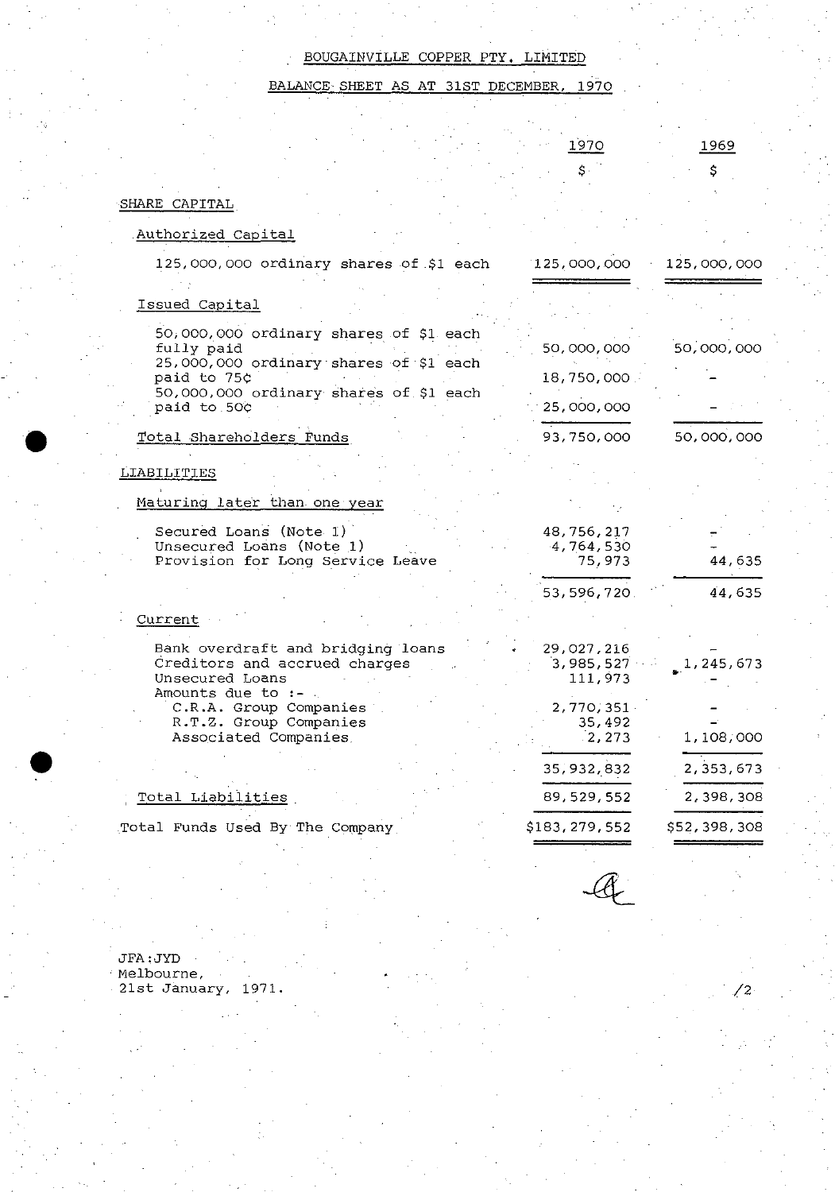# BOUGAINVILLE COPPER PTY. LIMITED

## BALANCE SHEET AS AT 31ST DECEMBER, 1970

| | 1970 | 1969 |
|---|---|---|
| | $ | $ |
| **SHARE CAPITAL** | | |
| Authorized Capital | | |
| 125,000,000 ordinary shares of $1 each | 125,000,000 | 125,000,000 |
| Issued Capital | | |
| 50,000,000 ordinary shares of $1 each fully paid | 50,000,000 | 50,000,000 |
| 25,000,000 ordinary shares of $1 each paid to 75¢ | 18,750,000 | - |
| 50,000,000 ordinary shares of $1 each paid to 50¢ | 25,000,000 | - |
| Total Shareholders Funds | 93,750,000 | 50,000,000 |
| **LIABILITIES** | | |
| Maturing later than one year | | |
| Secured Loans (Note 1) | 48,756,217 | - |
| Unsecured Loans (Note 1) | 4,764,530 | - |
| Provision for Long Service Leave | 75,973 | 44,635 |
| | 53,596,720 | 44,635 |
| Current | | |
| Bank overdraft and bridging loans | 29,027,216 | - |
| Creditors and accrued charges | 3,985,527 | 1,245,673 |
| Unsecured Loans | 111,973 | - |
| Amounts due to :- | | |
| C.R.A. Group Companies | 2,770,351 | - |
| R.T.Z. Group Companies | 35,492 | - |
| Associated Companies | 2,273 | 1,108,000 |
| | 35,932,832 | 2,353,673 |
| Total Liabilities | 89,529,552 | 2,398,308 |
| Total Funds Used By The Company | $183,279,552 | $52,398,308 |

JFA:JYD
Melbourne,
21st January, 1971.

/2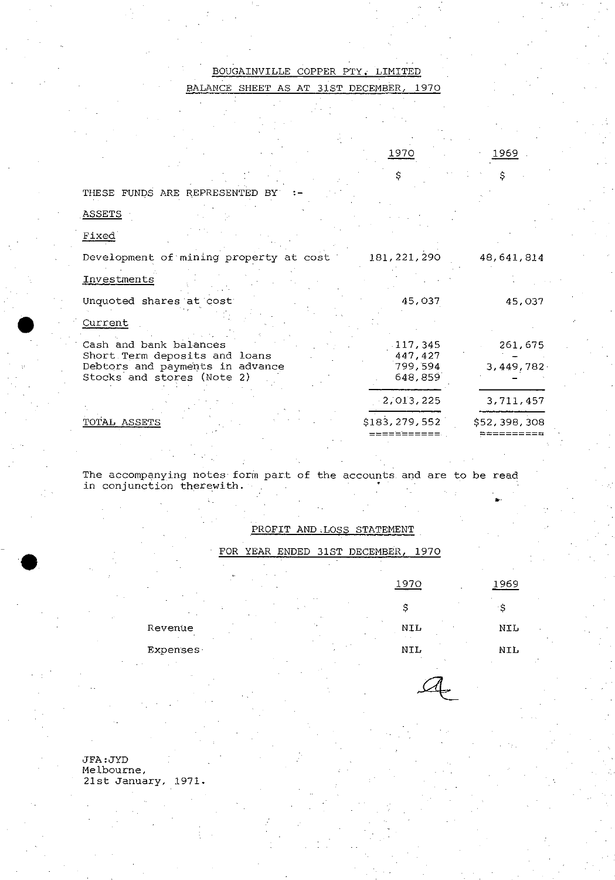BOUGAINVILLE COPPER PTY. LIMITED

BALANCE SHEET AS AT 31ST DECEMBER, 1970

| | 1970 | 1969 |
|---|---|---|
| | $ | $ |
| THESE FUNDS ARE REPRESENTED BY :- | | |
| ASSETS | | |
| Fixed | | |
| Development of mining property at cost | 181,221,290 | 48,641,814 |
| Investments | | |
| Unquoted shares at cost | 45,037 | 45,037 |
| Current | | |
| Cash and bank balances | 117,345 | 261,675 |
| Short Term deposits and loans | 447,427 | - |
| Debtors and payments in advance | 799,594 | 3,449,782 |
| Stocks and stores (Note 2) | 648,859 | - |
| | 2,013,225 | 3,711,457 |
| TOTAL ASSETS | $183,279,552 | $52,398,308 |

The accompanying notes form part of the accounts and are to be read in conjunction therewith.

PROFIT AND LOSS STATEMENT

FOR YEAR ENDED 31ST DECEMBER, 1970

| | 1970 | 1969 |
|---|---|---|
| | $ | $ |
| Revenue | NIL | NIL |
| Expenses | NIL | NIL |

JFA:JYD
Melbourne,
21st January, 1971.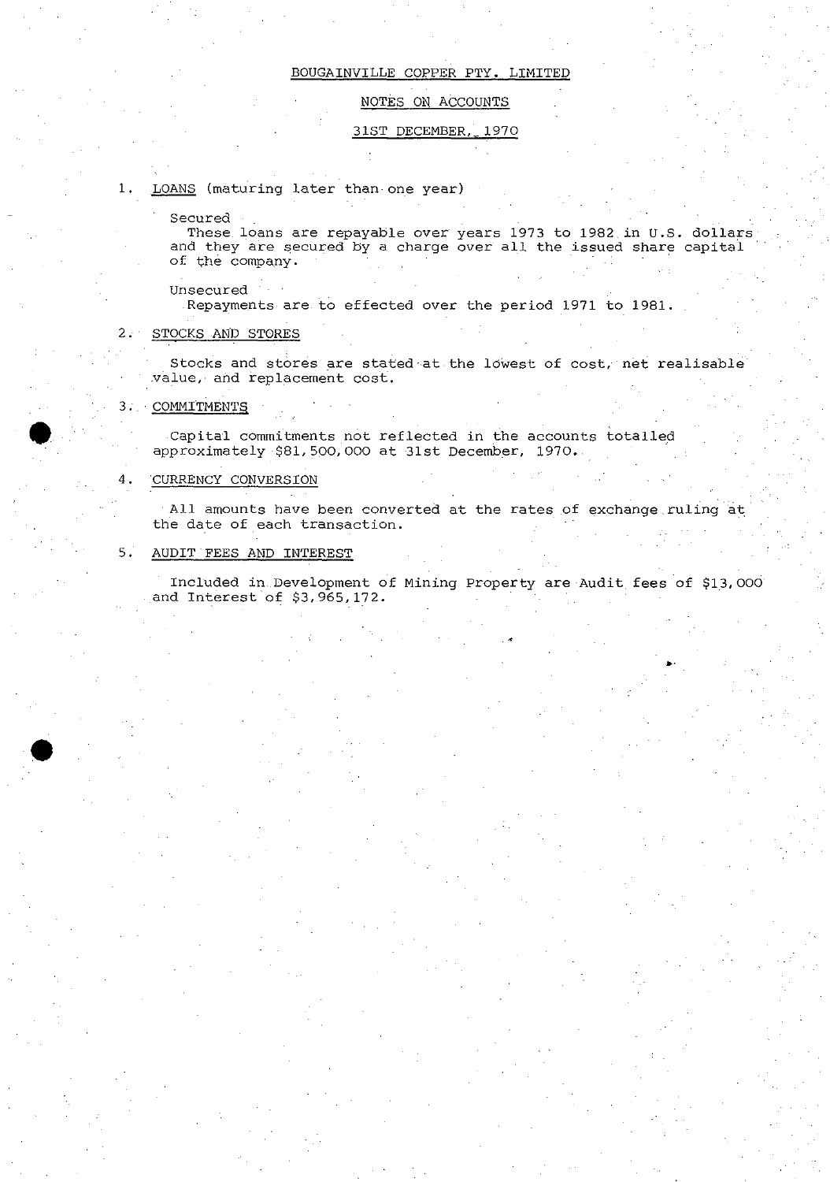# BOUGAINVILLE COPPER PTY. LIMITED

## NOTES ON ACCOUNTS

### 31ST DECEMBER, 1970

1. LOANS (maturing later than one year)

   Secured
   These loans are repayable over years 1973 to 1982 in U.S. dollars and they are secured by a charge over all the issued share capital of the company.

   Unsecured
   Repayments are to effected over the period 1971 to 1981.

2. STOCKS AND STORES

   Stocks and stores are stated at the lowest of cost, net realisable value, and replacement cost.

3. COMMITMENTS

   Capital commitments not reflected in the accounts totalled approximately $81,500,000 at 31st December, 1970.

4. CURRENCY CONVERSION

   All amounts have been converted at the rates of exchange ruling at the date of each transaction.

5. AUDIT FEES AND INTEREST

   Included in Development of Mining Property are Audit fees of $13,000 and Interest of $3,965,172.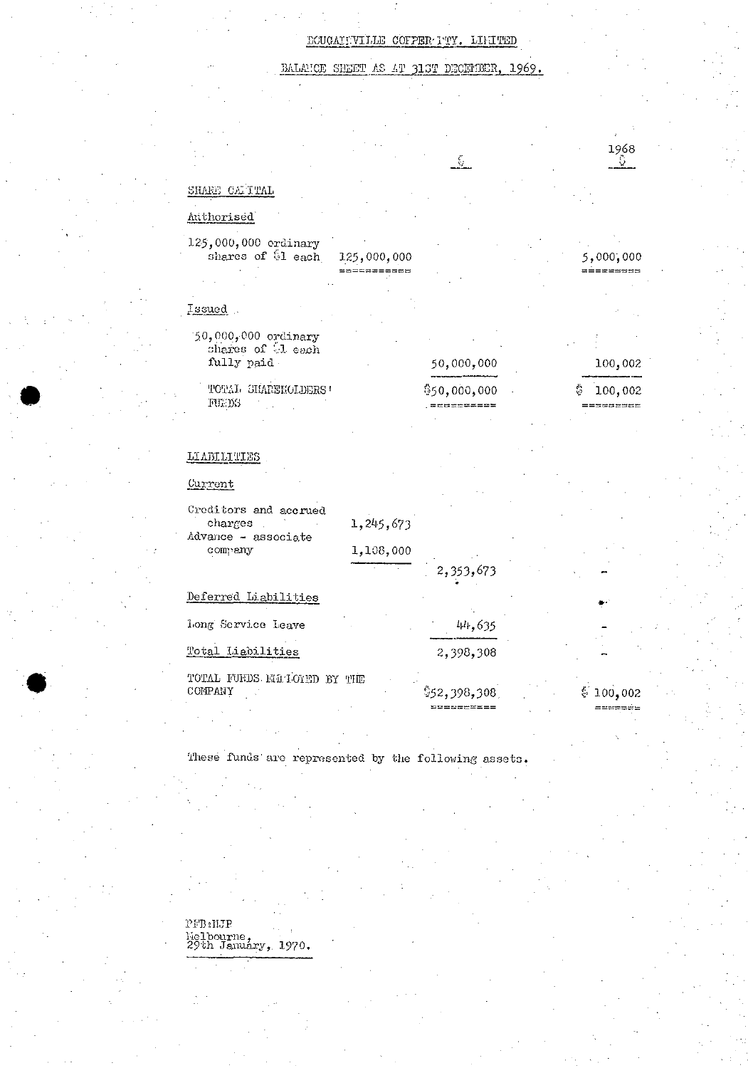# BOUGAINVILLE COPPER PTY. LIMITED

## BALANCE SHEET AS AT 31ST DECEMBER, 1969.

| | | $ | 1968 $ |
|---|---|---|---|
| **SHARE CAPITAL** | | | |
| Authorised | | | |
| 125,000,000 ordinary shares of $1 each | 125,000,000 | | 5,000,000 |
| Issued | | | |
| 50,000,000 ordinary shares of $1 each fully paid | | 50,000,000 | 100,002 |
| TOTAL SHAREHOLDERS' FUNDS | | $50,000,000 | $ 100,002 |
| **LIABILITIES** | | | |
| Current | | | |
| Creditors and accrued charges | 1,245,673 | | |
| Advance - associate company | 1,108,000 | | |
| | | 2,353,673 | - |
| Deferred Liabilities | | | |
| Long Service Leave | | 44,635 | - |
| Total Liabilities | | 2,398,308 | - |
| TOTAL FUNDS EMPLOYED BY THE COMPANY | | $52,398,308 | $ 100,002 |

These funds are represented by the following assets.

PFB:HJP
Melbourne,
29th January, 1970.